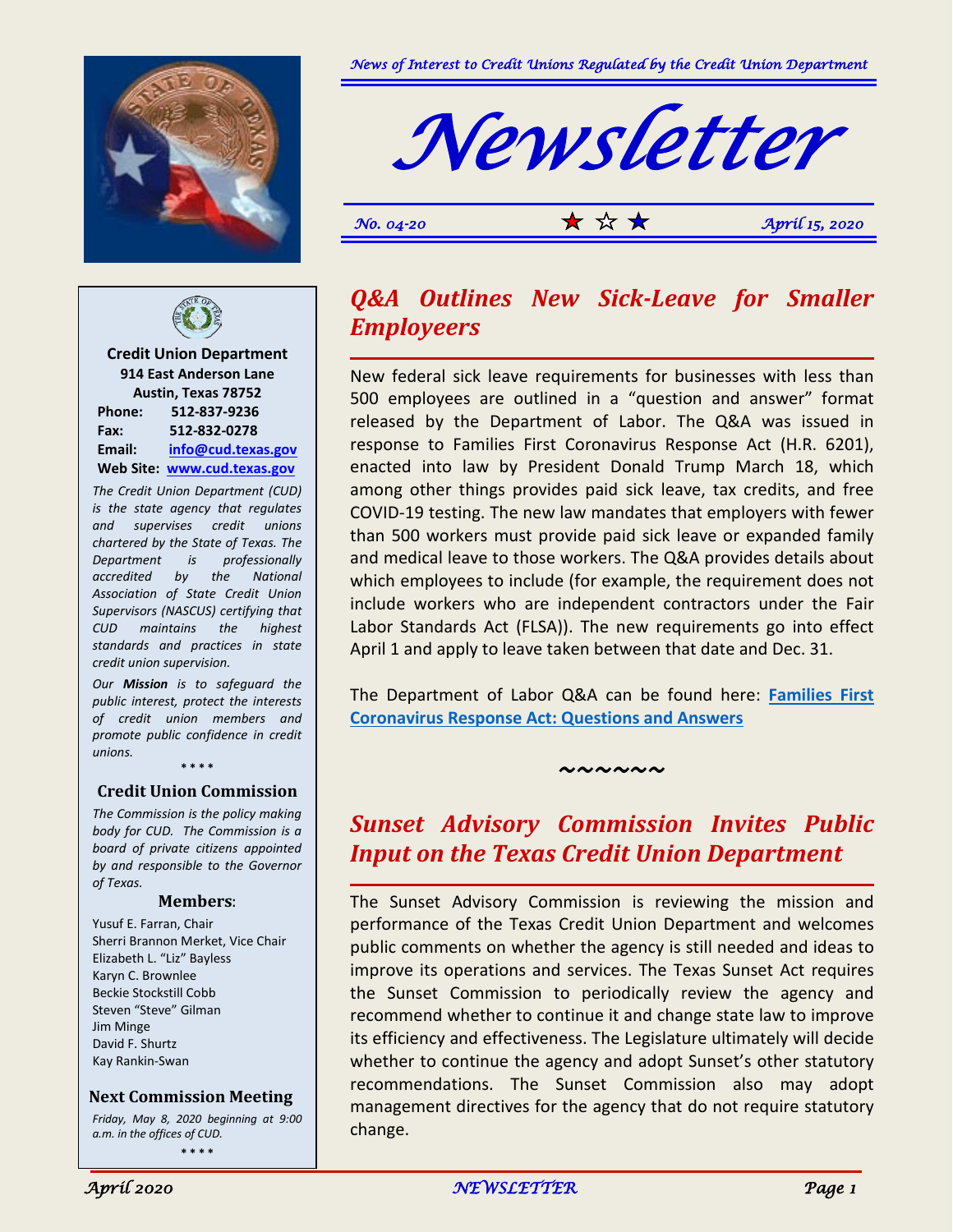*News of Interest to Credit Unions Regulated by the Credit Union Department*

# Newsletter

*No. 04-20* ★ ☆ ★ *April 15, 2020*

**Credit Union Department**
**914 East Anderson Lane**
**Austin, Texas 78752**
**Phone:** 512-837-9236
**Fax:** 512-832-0278
**Email:** info@cud.texas.gov
**Web Site:** www.cud.texas.gov

*The Credit Union Department (CUD) is the state agency that regulates and supervises credit unions chartered by the State of Texas. The Department is professionally accredited by the National Association of State Credit Union Supervisors (NASCUS) certifying that CUD maintains the highest standards and practices in state credit union supervision.*

*Our* ***Mission*** *is to safeguard the public interest, protect the interests of credit union members and promote public confidence in credit unions.*

\* \* \* \*

**Credit Union Commission**

*The Commission is the policy making body for CUD. The Commission is a board of private citizens appointed by and responsible to the Governor of Texas.*

**Members:**

Yusuf E. Farran, Chair
Sherri Brannon Merket, Vice Chair
Elizabeth L. "Liz" Bayless
Karyn C. Brownlee
Beckie Stockstill Cobb
Steven "Steve" Gilman
Jim Minge
David F. Shurtz
Kay Rankin-Swan

**Next Commission Meeting**

*Friday, May 8, 2020 beginning at 9:00 a.m. in the offices of CUD.*

\* \* \* \*

## *Q&A Outlines New Sick-Leave for Smaller Employeers*

New federal sick leave requirements for businesses with less than 500 employees are outlined in a "question and answer" format released by the Department of Labor. The Q&A was issued in response to Families First Coronavirus Response Act (H.R. 6201), enacted into law by President Donald Trump March 18, which among other things provides paid sick leave, tax credits, and free COVID-19 testing. The new law mandates that employers with fewer than 500 workers must provide paid sick leave or expanded family and medical leave to those workers. The Q&A provides details about which employees to include (for example, the requirement does not include workers who are independent contractors under the Fair Labor Standards Act (FLSA)). The new requirements go into effect April 1 and apply to leave taken between that date and Dec. 31.

The Department of Labor Q&A can be found here: **Families First Coronavirus Response Act: Questions and Answers**

~~~~~~

## *Sunset Advisory Commission Invites Public Input on the Texas Credit Union Department*

The Sunset Advisory Commission is reviewing the mission and performance of the Texas Credit Union Department and welcomes public comments on whether the agency is still needed and ideas to improve its operations and services. The Texas Sunset Act requires the Sunset Commission to periodically review the agency and recommend whether to continue it and change state law to improve its efficiency and effectiveness. The Legislature ultimately will decide whether to continue the agency and adopt Sunset's other statutory recommendations. The Sunset Commission also may adopt management directives for the agency that do not require statutory change.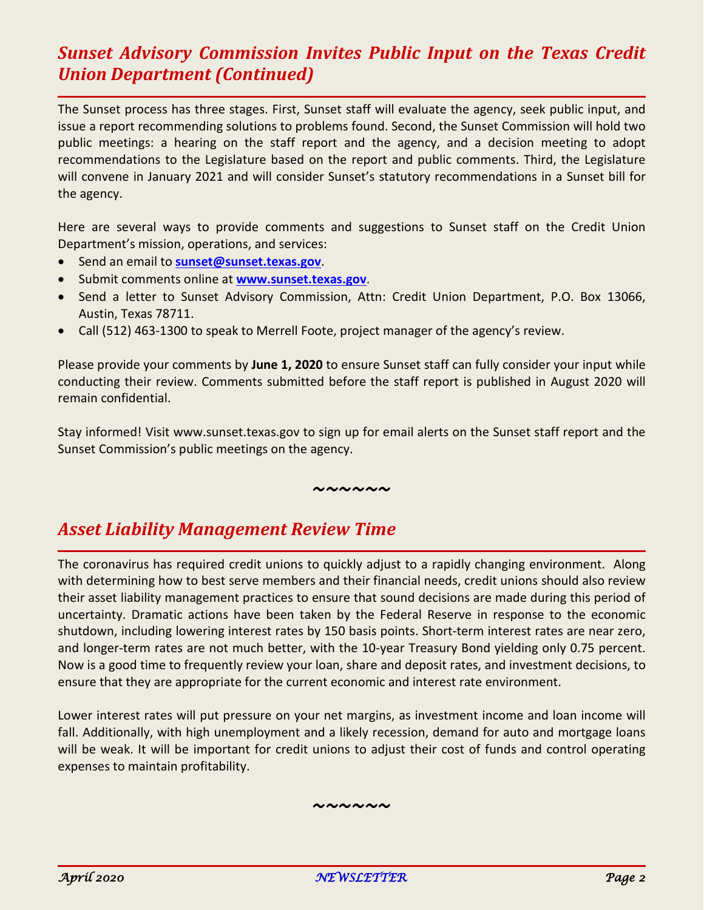## *Sunset Advisory Commission Invites Public Input on the Texas Credit Union Department (Continued)*

The Sunset process has three stages. First, Sunset staff will evaluate the agency, seek public input, and issue a report recommending solutions to problems found. Second, the Sunset Commission will hold two public meetings: a hearing on the staff report and the agency, and a decision meeting to adopt recommendations to the Legislature based on the report and public comments. Third, the Legislature will convene in January 2021 and will consider Sunset's statutory recommendations in a Sunset bill for the agency.

Here are several ways to provide comments and suggestions to Sunset staff on the Credit Union Department's mission, operations, and services:

- Send an email to **sunset@sunset.texas.gov**.
- Submit comments online at **www.sunset.texas.gov**.
- Send a letter to Sunset Advisory Commission, Attn: Credit Union Department, P.O. Box 13066, Austin, Texas 78711.
- Call (512) 463-1300 to speak to Merrell Foote, project manager of the agency's review.

Please provide your comments by **June 1, 2020** to ensure Sunset staff can fully consider your input while conducting their review. Comments submitted before the staff report is published in August 2020 will remain confidential.

Stay informed! Visit www.sunset.texas.gov to sign up for email alerts on the Sunset staff report and the Sunset Commission's public meetings on the agency.

~~~~~~

## *Asset Liability Management Review Time*

The coronavirus has required credit unions to quickly adjust to a rapidly changing environment. Along with determining how to best serve members and their financial needs, credit unions should also review their asset liability management practices to ensure that sound decisions are made during this period of uncertainty. Dramatic actions have been taken by the Federal Reserve in response to the economic shutdown, including lowering interest rates by 150 basis points. Short-term interest rates are near zero, and longer-term rates are not much better, with the 10-year Treasury Bond yielding only 0.75 percent. Now is a good time to frequently review your loan, share and deposit rates, and investment decisions, to ensure that they are appropriate for the current economic and interest rate environment.

Lower interest rates will put pressure on your net margins, as investment income and loan income will fall. Additionally, with high unemployment and a likely recession, demand for auto and mortgage loans will be weak. It will be important for credit unions to adjust their cost of funds and control operating expenses to maintain profitability.

~~~~~~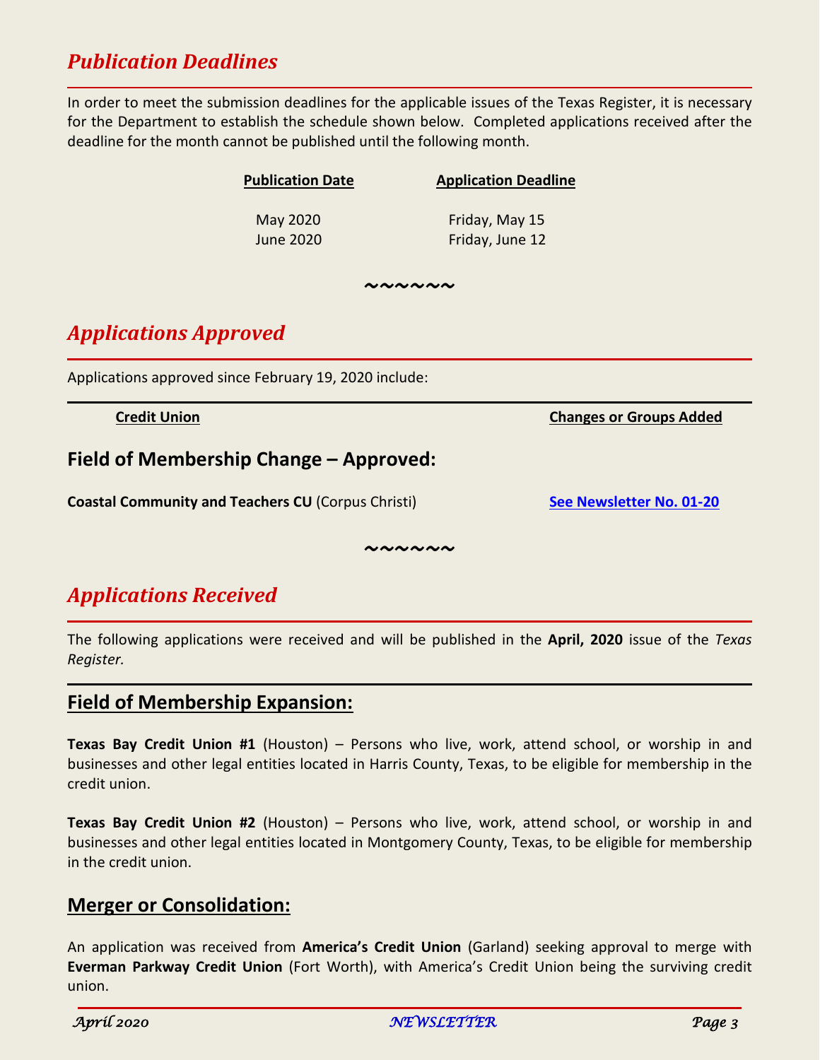## *Publication Deadlines*

In order to meet the submission deadlines for the applicable issues of the Texas Register, it is necessary for the Department to establish the schedule shown below. Completed applications received after the deadline for the month cannot be published until the following month.

| Publication Date | Application Deadline |
| --- | --- |
| May 2020 | Friday, May 15 |
| June 2020 | Friday, June 12 |

~~~~~~

## *Applications Approved*

Applications approved since February 19, 2020 include:

| Credit Union | Changes or Groups Added |
| --- | --- |

### Field of Membership Change – Approved:

| | |
| --- | --- |
| **Coastal Community and Teachers CU** (Corpus Christi) | See Newsletter No. 01-20 |

~~~~~~

## *Applications Received*

The following applications were received and will be published in the **April, 2020** issue of the *Texas Register.*

### Field of Membership Expansion:

**Texas Bay Credit Union #1** (Houston) – Persons who live, work, attend school, or worship in and businesses and other legal entities located in Harris County, Texas, to be eligible for membership in the credit union.

**Texas Bay Credit Union #2** (Houston) – Persons who live, work, attend school, or worship in and businesses and other legal entities located in Montgomery County, Texas, to be eligible for membership in the credit union.

### Merger or Consolidation:

An application was received from **America's Credit Union** (Garland) seeking approval to merge with **Everman Parkway Credit Union** (Fort Worth), with America's Credit Union being the surviving credit union.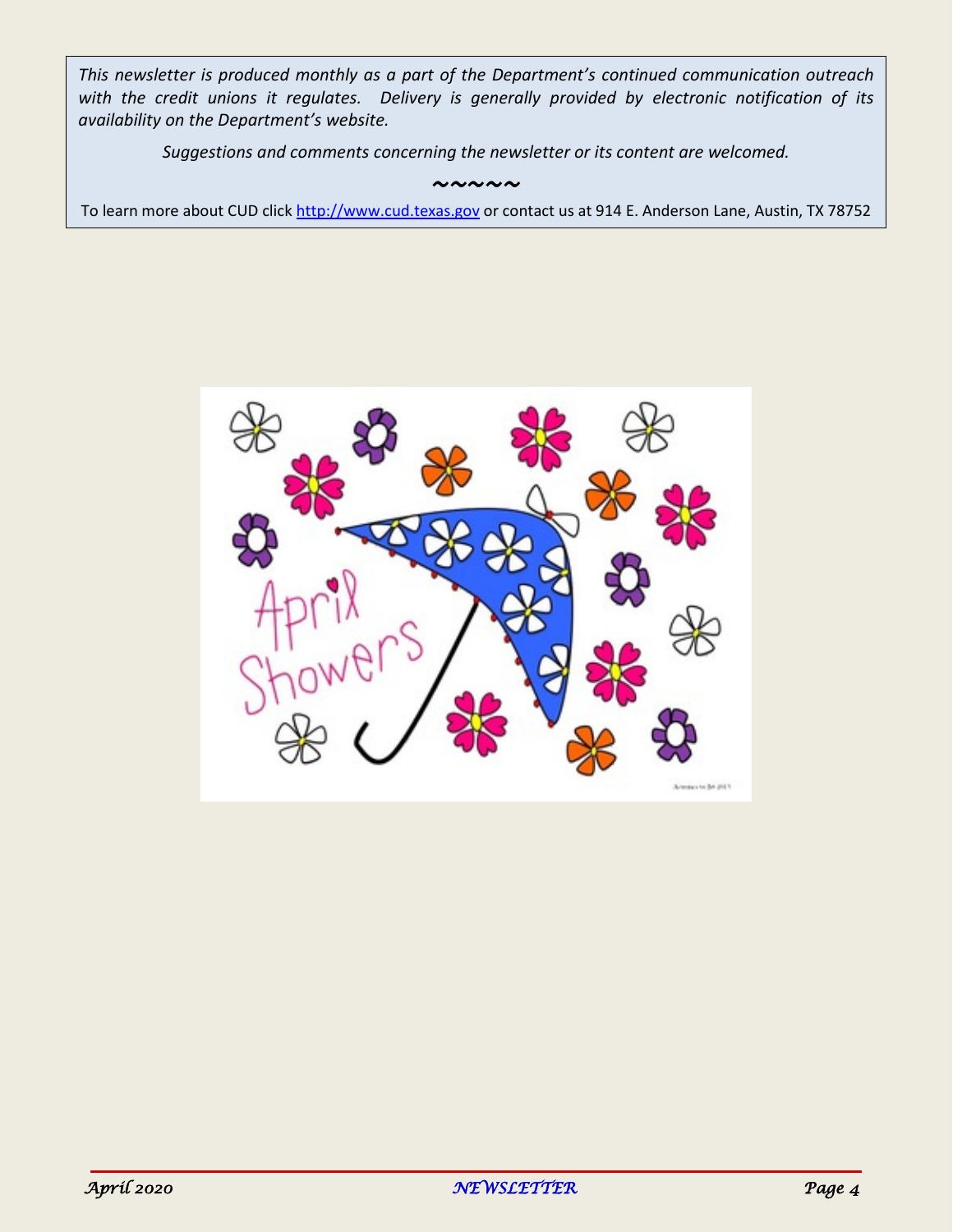*This newsletter is produced monthly as a part of the Department's continued communication outreach with the credit unions it regulates. Delivery is generally provided by electronic notification of its availability on the Department's website.*

*Suggestions and comments concerning the newsletter or its content are welcomed.*

~~~~~

To learn more about CUD click http://www.cud.texas.gov or contact us at 914 E. Anderson Lane, Austin, TX 78752